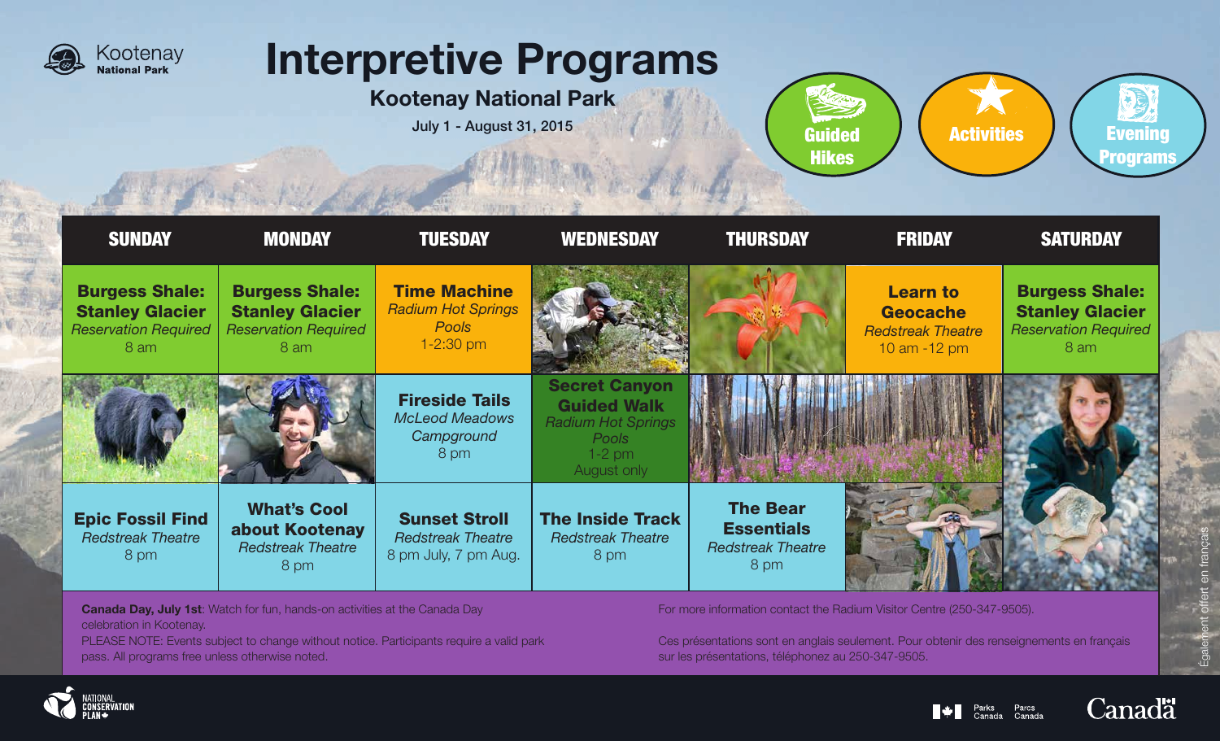Kootenay National Park

# Interpretive Programs

## Kootenay National Park

July 1 - August 31, 2015

Guided Hikes | Activities | Evening Programs

| SUNDAY | MONDAY | TUESDAY | WEDNESDAY | THURSDAY | FRIDAY | SATURDAY |
|---|---|---|---|---|---|---|
| **Burgess Shale: Stanley Glacier** *Reservation Required* 8 am | **Burgess Shale: Stanley Glacier** *Reservation Required* 8 am | **Time Machine** *Radium Hot Springs Pools* 1-2:30 pm | | | **Learn to Geocache** *Redstreak Theatre* 10 am -12 pm | **Burgess Shale: Stanley Glacier** *Reservation Required* 8 am |
| | | **Fireside Tails** *McLeod Meadows Campground* 8 pm | **Secret Canyon Guided Walk** *Radium Hot Springs Pools* 1-2 pm August only | | | |
| **Epic Fossil Find** *Redstreak Theatre* 8 pm | **What's Cool about Kootenay** *Redstreak Theatre* 8 pm | **Sunset Stroll** *Redstreak Theatre* 8 pm July, 7 pm Aug. | **The Inside Track** *Redstreak Theatre* 8 pm | **The Bear Essentials** *Redstreak Theatre* 8 pm | | |

**Canada Day, July 1st**: Watch for fun, hands-on activities at the Canada Day celebration in Kootenay.

PLEASE NOTE: Events subject to change without notice. Participants require a valid park pass. All programs free unless otherwise noted.

For more information contact the Radium Visitor Centre (250-347-9505).

Ces présentations sont en anglais seulement. Pour obtenir des renseignements en français sur les présentations, téléphonez au 250-347-9505.

Également offert en français

National Conservation Plan | Parks Canada / Parcs Canada | Canada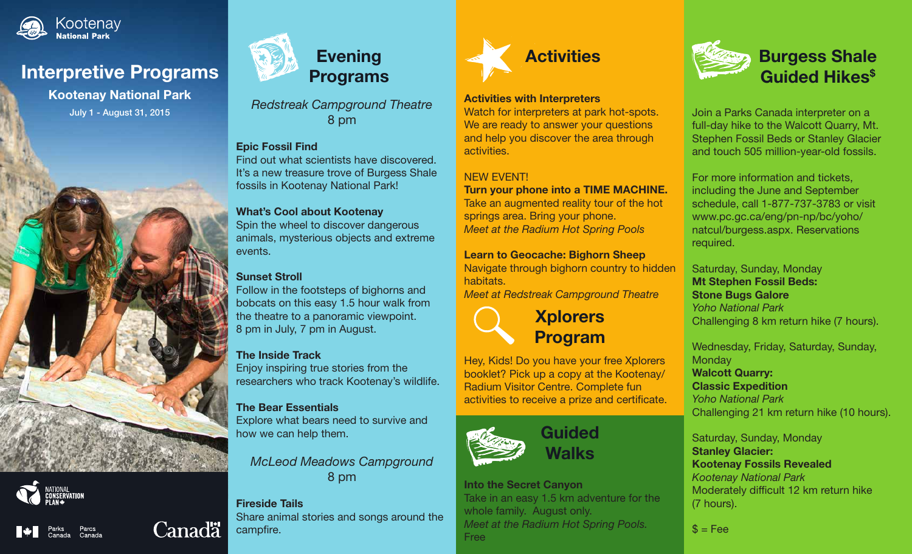Kootenay National Park

# Interpretive Programs

**Kootenay National Park**

July 1 - August 31, 2015

NATIONAL CONSERVATION PLAN

Parks Canada Parcs Canada

Canada

## Evening Programs

*Redstreak Campground Theatre*
8 pm

**Epic Fossil Find**
Find out what scientists have discovered. It's a new treasure trove of Burgess Shale fossils in Kootenay National Park!

**What's Cool about Kootenay**
Spin the wheel to discover dangerous animals, mysterious objects and extreme events.

**Sunset Stroll**
Follow in the footsteps of bighorns and bobcats on this easy 1.5 hour walk from the theatre to a panoramic viewpoint.
8 pm in July, 7 pm in August.

**The Inside Track**
Enjoy inspiring true stories from the researchers who track Kootenay's wildlife.

**The Bear Essentials**
Explore what bears need to survive and how we can help them.

*McLeod Meadows Campground*
8 pm

**Fireside Tails**
Share animal stories and songs around the campfire.

## Activities

**Activities with Interpreters**
Watch for interpreters at park hot-spots. We are ready to answer your questions and help you discover the area through activities.

NEW EVENT!
**Turn your phone into a TIME MACHINE.**
Take an augmented reality tour of the hot springs area. Bring your phone.
*Meet at the Radium Hot Spring Pools*

**Learn to Geocache: Bighorn Sheep**
Navigate through bighorn country to hidden habitats.
*Meet at Redstreak Campground Theatre*

## Xplorers Program

Hey, Kids! Do you have your free Xplorers booklet? Pick up a copy at the Kootenay/ Radium Visitor Centre. Complete fun activities to receive a prize and certificate.

## Guided Walks

**Into the Secret Canyon**
Take in an easy 1.5 km adventure for the whole family. August only.
*Meet at the Radium Hot Spring Pools.*
Free

## Burgess Shale Guided Hikes$

Join a Parks Canada interpreter on a full-day hike to the Walcott Quarry, Mt. Stephen Fossil Beds or Stanley Glacier and touch 505 million-year-old fossils.

For more information and tickets, including the June and September schedule, call 1-877-737-3783 or visit www.pc.gc.ca/eng/pn-np/bc/yoho/natcul/burgess.aspx. Reservations required.

Saturday, Sunday, Monday
**Mt Stephen Fossil Beds:**
**Stone Bugs Galore**
*Yoho National Park*
Challenging 8 km return hike (7 hours).

Wednesday, Friday, Saturday, Sunday, Monday
**Walcott Quarry:**
**Classic Expedition**
*Yoho National Park*
Challenging 21 km return hike (10 hours).

Saturday, Sunday, Monday
**Stanley Glacier:**
**Kootenay Fossils Revealed**
*Kootenay National Park*
Moderately difficult 12 km return hike (7 hours).

$ = Fee